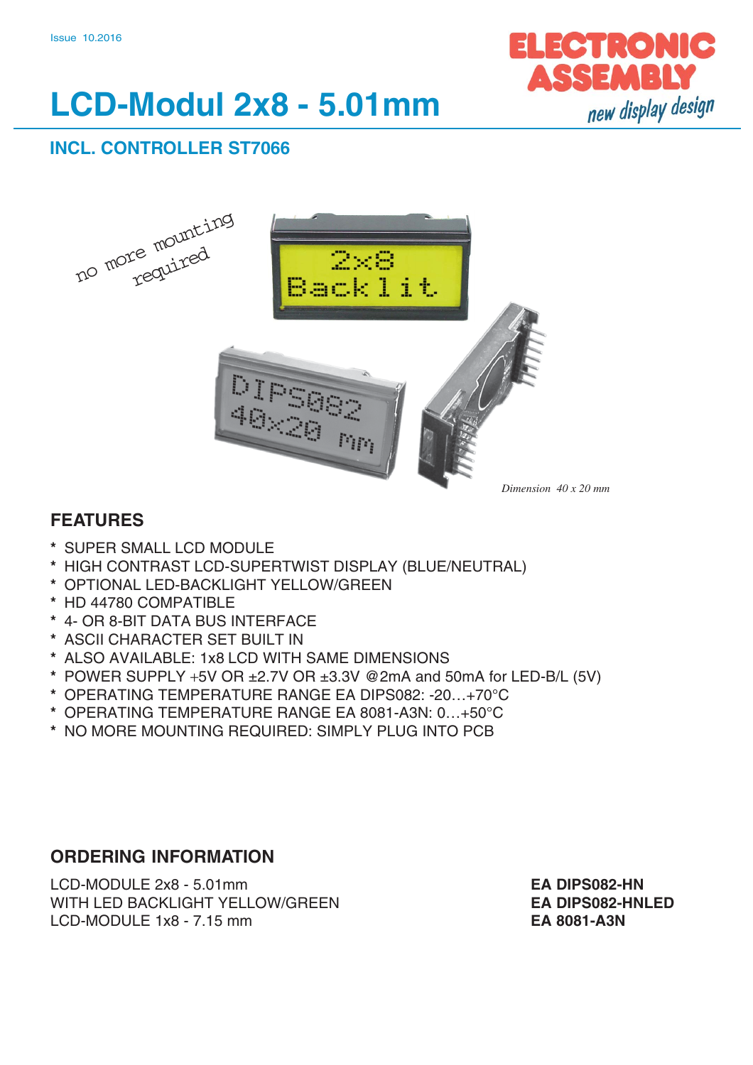Issue 10.2016

# LCD-Modul 2x8 - 5.01mm

## INCL. CONTROLLER ST7066

*Dimension 40 x 20 mm*

## FEATURES

* SUPER SMALL LCD MODULE
* HIGH CONTRAST LCD-SUPERTWIST DISPLAY (BLUE/NEUTRAL)
* OPTIONAL LED-BACKLIGHT YELLOW/GREEN
* HD 44780 COMPATIBLE
* 4- OR 8-BIT DATA BUS INTERFACE
* ASCII CHARACTER SET BUILT IN
* ALSO AVAILABLE: 1x8 LCD WITH SAME DIMENSIONS
* POWER SUPPLY +5V OR ±2.7V OR ±3.3V @2mA and 50mA for LED-B/L (5V)
* OPERATING TEMPERATURE RANGE EA DIPS082: -20…+70°C
* OPERATING TEMPERATURE RANGE EA 8081-A3N: 0…+50°C
* NO MORE MOUNTING REQUIRED: SIMPLY PLUG INTO PCB

## ORDERING INFORMATION

| | |
|---|---|
| LCD-MODULE 2x8 - 5.01mm | **EA DIPS082-HN** |
| WITH LED BACKLIGHT YELLOW/GREEN | **EA DIPS082-HNLED** |
| LCD-MODULE 1x8 - 7.15 mm | **EA 8081-A3N** |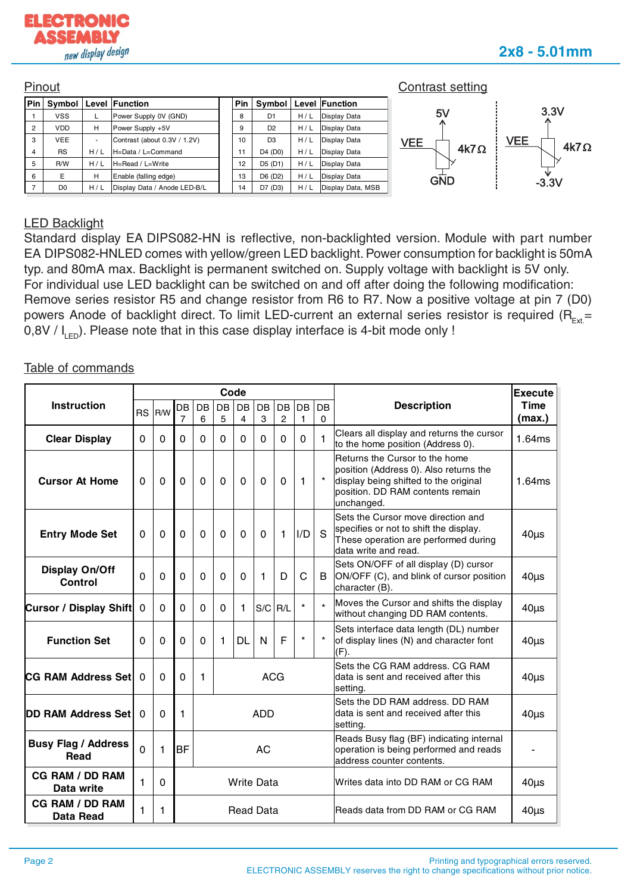## Pinout

| Pin | Symbol | Level | Function | Pin | Symbol | Level | Function |
|---|---|---|---|---|---|---|---|
| 1 | VSS | L | Power Supply 0V (GND) | 8 | D1 | H / L | Display Data |
| 2 | VDD | H | Power Supply +5V | 9 | D2 | H / L | Display Data |
| 3 | VEE | - | Contrast (about 0.3V / 1.2V) | 10 | D3 | H / L | Display Data |
| 4 | RS | H / L | H=Data / L=Command | 11 | D4 (D0) | H / L | Display Data |
| 5 | R/W | H / L | H=Read / L=Write | 12 | D5 (D1) | H / L | Display Data |
| 6 | E | H | Enable (falling edge) | 13 | D6 (D2) | H / L | Display Data |
| 7 | D0 | H / L | Display Data / Anode LED-B/L | 14 | D7 (D3) | H / L | Display Data, MSB |

## Contrast setting

5V — VEE — 4k7Ω — GND

3.3V — VEE — 4k7Ω — -3.3V

## LED Backlight

Standard display EA DIPS082-HN is reflective, non-backlighted version. Module with part number EA DIPS082-HNLED comes with yellow/green LED backlight. Power consumption for backlight is 50mA typ. and 80mA max. Backlight is permanent switched on. Supply voltage with backlight is 5V only.
For individual use LED backlight can be switched on and off after doing the following modification: Remove series resistor R5 and change resistor from R6 to R7. Now a positive voltage at pin 7 (D0) powers Anode of backlight direct. To limit LED-current an external series resistor is required ($R_{Ext.}$= 0,8V / $I_{LED}$). Please note that in this case display interface is 4-bit mode only !

## Table of commands

| Instruction | RS | R/W | DB 7 | DB 6 | DB 5 | DB 4 | DB 3 | DB 2 | DB 1 | DB 0 | Description | Execute Time (max.) |
|---|---|---|---|---|---|---|---|---|---|---|---|---|
| **Clear Display** | 0 | 0 | 0 | 0 | 0 | 0 | 0 | 0 | 0 | 1 | Clears all display and returns the cursor to the home position (Address 0). | 1.64ms |
| **Cursor At Home** | 0 | 0 | 0 | 0 | 0 | 0 | 0 | 0 | 1 | * | Returns the Cursor to the home position (Address 0). Also returns the display being shifted to the original position. DD RAM contents remain unchanged. | 1.64ms |
| **Entry Mode Set** | 0 | 0 | 0 | 0 | 0 | 0 | 0 | 1 | I/D | S | Sets the Cursor move direction and specifies or not to shift the display. These operation are performed during data write and read. | 40µs |
| **Display On/Off Control** | 0 | 0 | 0 | 0 | 0 | 0 | 1 | D | C | B | Sets ON/OFF of all display (D) cursor ON/OFF (C), and blink of cursor position character (B). | 40µs |
| **Cursor / Display Shift** | 0 | 0 | 0 | 0 | 0 | 1 | S/C | R/L | * | * | Moves the Cursor and shifts the display without changing DD RAM contents. | 40µs |
| **Function Set** | 0 | 0 | 0 | 0 | 1 | DL | N | F | * | * | Sets interface data length (DL) number of display lines (N) and character font (F). | 40µs |
| **CG RAM Address Set** | 0 | 0 | 0 | 1 | ACG | | | | | | Sets the CG RAM address. CG RAM data is sent and received after this setting. | 40µs |
| **DD RAM Address Set** | 0 | 0 | 1 | ADD | | | | | | | Sets the DD RAM address. DD RAM data is sent and received after this setting. | 40µs |
| **Busy Flag / Address Read** | 0 | 1 | BF | AC | | | | | | | Reads Busy flag (BF) indicating internal operation is being performed and reads address counter contents. | - |
| **CG RAM / DD RAM Data write** | 1 | 0 | Write Data | | | | | | | | Writes data into DD RAM or CG RAM | 40µs |
| **CG RAM / DD RAM Data Read** | 1 | 1 | Read Data | | | | | | | | Reads data from DD RAM or CG RAM | 40µs |

Printing and typographical errors reserved.
ELECTRONIC ASSEMBLY reserves the right to change specifications without prior notice.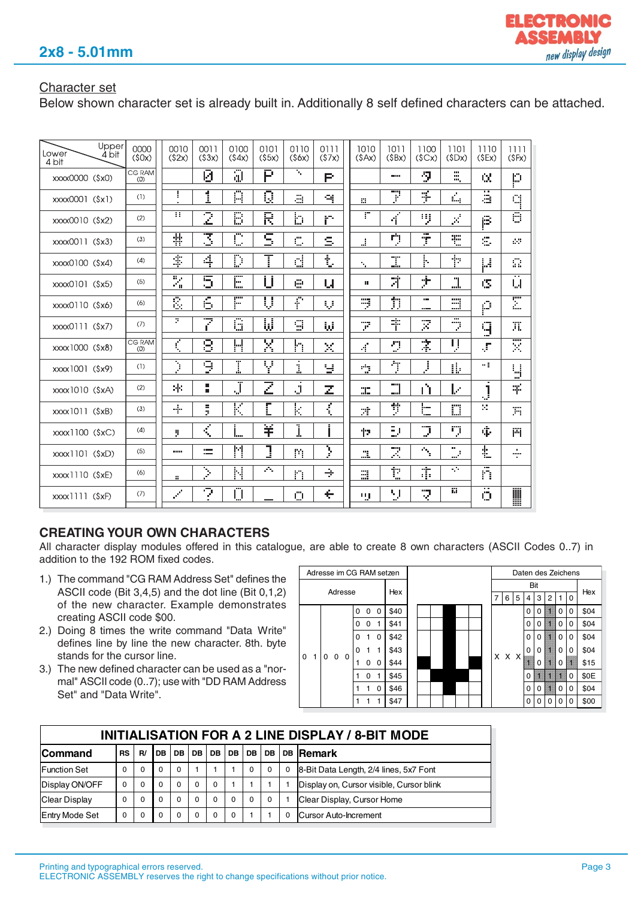## 2x8 - 5.01mm

### Character set

Below shown character set is already built in. Additionally 8 self defined characters can be attached.

| Lower 4 bit \ Upper 4 bit | 0000 ($0x) | 0010 ($2x) | 0011 ($3x) | 0100 ($4x) | 0101 ($5x) | 0110 ($6x) | 0111 ($7x) | 1010 ($Ax) | 1011 ($Bx) | 1100 ($Cx) | 1101 ($Dx) | 1110 ($Ex) | 1111 ($Fx) |
|---|---|---|---|---|---|---|---|---|---|---|---|---|---|
| xxxx0000 ($x0) | CG RAM (0) | | 0 | @ | P | ` | p | | | | | | |
| xxxx0001 ($x1) | (1) | ! | 1 | A | Q | a | q | | | | | | |
| xxxx0010 ($x2) | (2) | " | 2 | B | R | b | r | | | | | | |
| xxxx0011 ($x3) | (3) | # | 3 | C | S | c | s | | | | | | |
| xxxx0100 ($x4) | (4) | $ | 4 | D | T | d | t | | | | | | |
| xxxx0101 ($x5) | (5) | % | 5 | E | U | e | u | | | | | | |
| xxxx0110 ($x6) | (6) | & | 6 | F | V | f | v | | | | | | |
| xxxx0111 ($x7) | (7) | ' | 7 | G | W | g | w | | | | | | |
| xxxx1000 ($x8) | CG RAM (0) | ( | 8 | H | X | h | x | | | | | | |
| xxxx1001 ($x9) | (1) | ) | 9 | I | Y | i | y | | | | | | |
| xxxx1010 ($xA) | (2) | * | : | J | Z | j | z | | | | | | |
| xxxx1011 ($xB) | (3) | + | ; | K | [ | k | { | | | | | | |
| xxxx1100 ($xC) | (4) | , | < | L | ¥ | l | \| | | | | | | |
| xxxx1101 ($xD) | (5) | - | = | M | ] | m | } | | | | | | |
| xxxx1110 ($xE) | (6) | . | > | N | ^ | n | → | | | | | | |
| xxxx1111 ($xF) | (7) | / | ? | O | _ | o | ← | | | | | | |

### CREATING YOUR OWN CHARACTERS

All character display modules offered in this catalogue, are able to create 8 own characters (ASCII Codes 0..7) in addition to the 192 ROM fixed codes.

1.) The command "CG RAM Address Set" defines the ASCII code (Bit 3,4,5) and the dot line (Bit 0,1,2) of the new character. Example demonstrates creating ASCII code $00.
2.) Doing 8 times the write command "Data Write" defines line by line the new character. 8th. byte stands for the cursor line.
3.) The new defined character can be used as a "normal" ASCII code (0..7); use with "DD RAM Address Set" and "Data Write".

| Adresse im CG RAM setzen | | | | | | | | | | | Daten des Zeichens | | | | | | | | |
|---|---|---|---|---|---|---|---|---|---|---|---|---|---|---|---|---|---|---|---|
| Adresse | | | | | | | Hex | | | | Bit | | | | | | | | Hex |
| | | | | | | | | | | | 7 | 6 | 5 | 4 | 3 | 2 | 1 | 0 | |
| 0 | 1 | 0 0 0 | | 0 | 0 | 0 | $40 | | | | X | X | X | 0 | 0 | 1 | 0 | 0 | $04 |
| | | | | 0 | 0 | 1 | $41 | | | | | | | 0 | 0 | 1 | 0 | 0 | $04 |
| | | | | 0 | 1 | 0 | $42 | | | | | | | 0 | 0 | 1 | 0 | 0 | $04 |
| | | | | 0 | 1 | 1 | $43 | | | | | | | 0 | 0 | 1 | 0 | 0 | $04 |
| | | | | 1 | 0 | 0 | $44 | | | | | | | 1 | 0 | 1 | 0 | 1 | $15 |
| | | | | 1 | 0 | 1 | $45 | | | | | | | 0 | 1 | 1 | 1 | 0 | $0E |
| | | | | 1 | 1 | 0 | $46 | | | | | | | 0 | 0 | 1 | 0 | 0 | $04 |
| | | | | 1 | 1 | 1 | $47 | | | | | | | 0 | 0 | 0 | 0 | 0 | $00 |

### INITIALISATION FOR A 2 LINE DISPLAY / 8-BIT MODE

| Command | RS | R/ | DB | DB | DB | DB | DB | DB | DB | DB | Remark |
|---|---|---|---|---|---|---|---|---|---|---|---|
| Function Set | 0 | 0 | 0 | 0 | 1 | 1 | 1 | 0 | 0 | 0 | 8-Bit Data Length, 2/4 lines, 5x7 Font |
| Display ON/OFF | 0 | 0 | 0 | 0 | 0 | 0 | 1 | 1 | 1 | 1 | Display on, Cursor visible, Cursor blink |
| Clear Display | 0 | 0 | 0 | 0 | 0 | 0 | 0 | 0 | 0 | 1 | Clear Display, Cursor Home |
| Entry Mode Set | 0 | 0 | 0 | 0 | 0 | 0 | 0 | 1 | 1 | 0 | Cursor Auto-Increment |

Printing and typographical errors reserved.
ELECTRONIC ASSEMBLY reserves the right to change specifications without prior notice.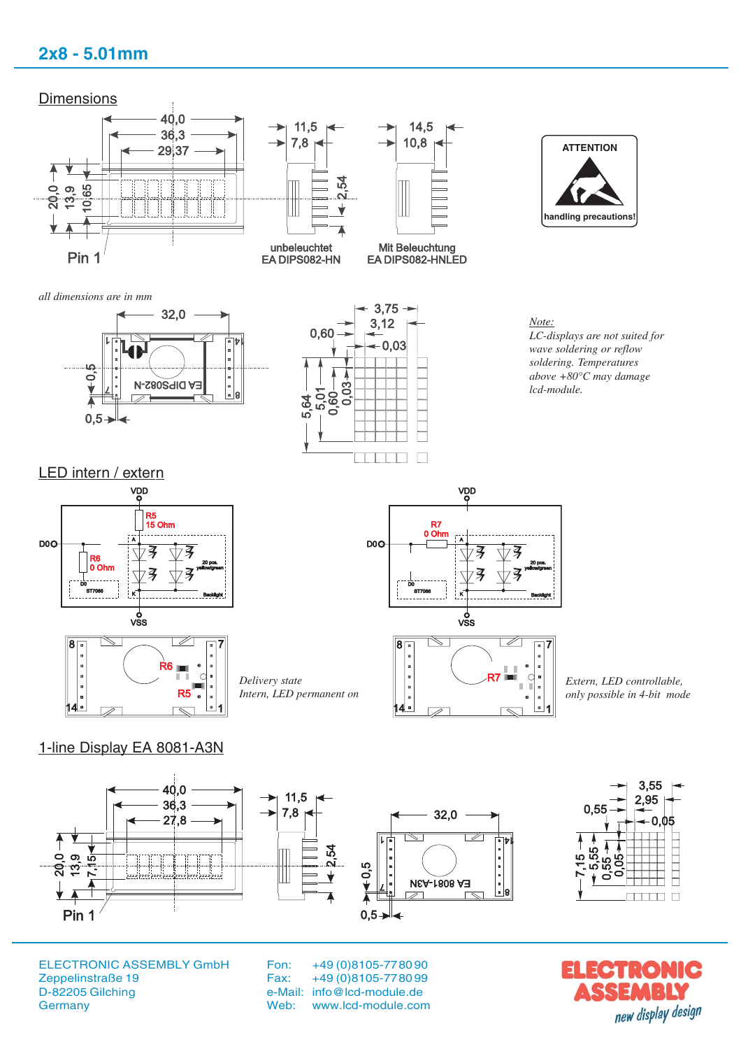## 2x8 - 5.01mm

### Dimensions

40,0
36,3
29,37
20,0
13,9
10,65
Pin 1

11,5
7,8
2,54
unbeleuchtet
EA DIPS082-HN

14,5
10,8
Mit Beleuchtung
EA DIPS082-HNLED

ATTENTION
handling precautions!

*all dimensions are in mm*

32,0
0,5
0,5
EA DIPS082-N

3,75
3,12
0,60
0,03
5,64
5,01
0,60
0,03

*Note:*
*LC-displays are not suited for wave soldering or reflow soldering. Temperatures above +80°C may damage lcd-module.*

### LED intern / extern

VDD
R5
15 Ohm
D0
R6
0 Ohm
ST7066
A
K
20 pcs. yellow/green
Backlight
VSS

VDD
R7
0 Ohm
D0
ST7066
A
K
20 pcs. yellow/green
Backlight
VSS

8 7 14 1 R6 R5

*Delivery state*
*Intern, LED permanent on*

8 7 14 1 R7

*Extern, LED controllable, only possible in 4-bit mode*

### 1-line Display EA 8081-A3N

40,0
36,3
27,8
20,0
13,9
7,15
Pin 1

11,5
7,8
2,54

32,0
0,5
0,5
EA 8081-A3N

3,55
2,95
0,55
0,05
7,15
5,55
0,55
0,05

ELECTRONIC ASSEMBLY GmbH
Zeppelinstraße 19
D-82205 Gilching
Germany

Fon: +49 (0)8105-778090
Fax: +49 (0)8105-778099
e-Mail: info@lcd-module.de
Web: www.lcd-module.com

ELECTRONIC ASSEMBLY
new display design